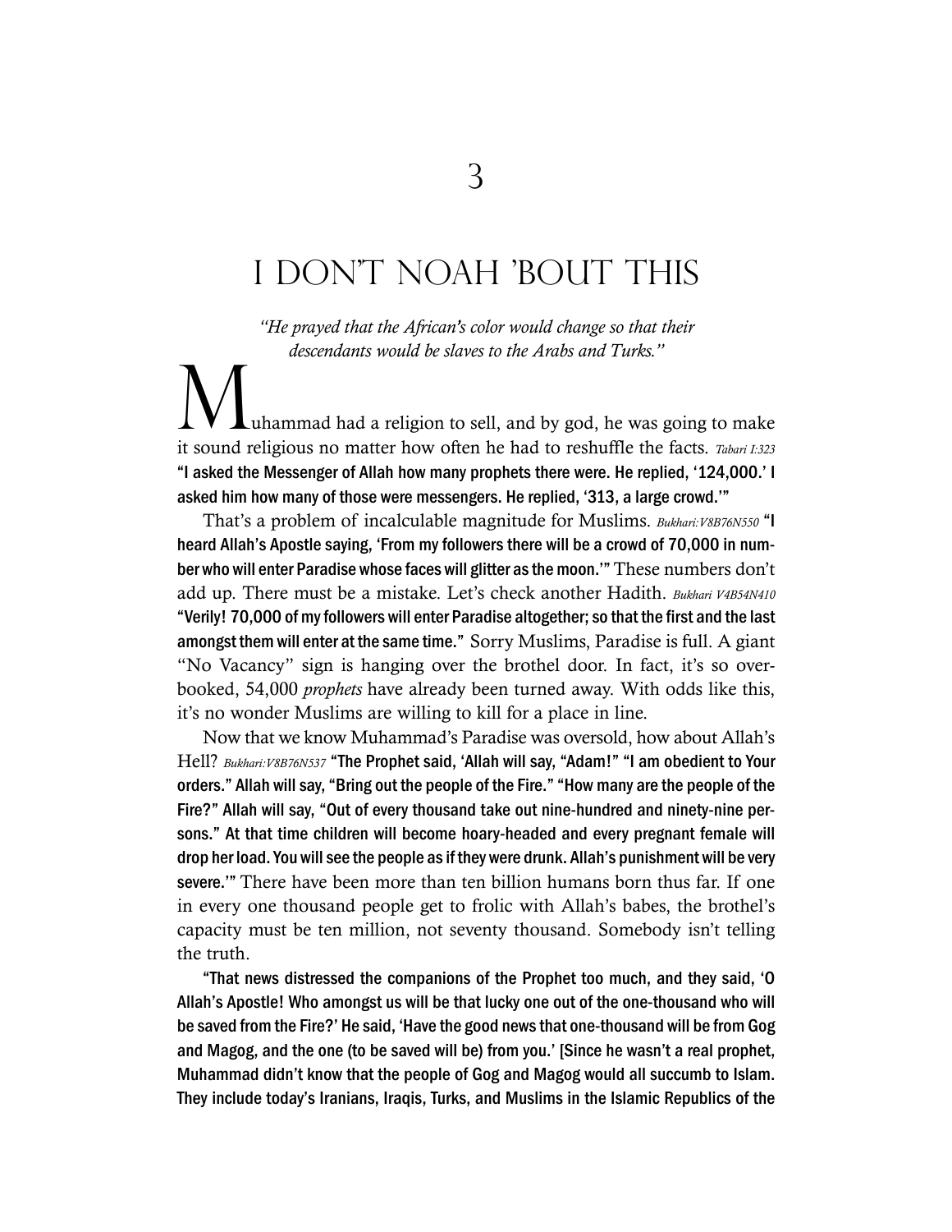# 3

# I DON'T NOAH 'BOUT THIS

*"He prayed that the African's color would change so that their descendants would be slaves to the Arabs and Turks."*

Muhammad had a religion to sell, and by god, he was going to make it sound religious no matter how often he had to reshuffle the facts. *Tabari I:323* **"I asked the Messenger of Allah how many prophets there were. He replied, '124,000.' I asked him how many of those were messengers. He replied, '313, a large crowd.'"**

That's a problem of incalculable magnitude for Muslims. *Bukhari:V8B76N550* **"I heard Allah's Apostle saying, 'From my followers there will be a crowd of 70,000 in number who will enter Paradise whose faces will glitter as the moon.'"** These numbers don't add up. There must be a mistake. Let's check another Hadith. *Bukhari V4B54N410* **"Verily! 70,000 of my followers will enter Paradise altogether; so that the first and the last amongst them will enter at the same time."** Sorry Muslims, Paradise is full. A giant "No Vacancy" sign is hanging over the brothel door. In fact, it's so overbooked, 54,000 *prophets* have already been turned away. With odds like this, it's no wonder Muslims are willing to kill for a place in line.

Now that we know Muhammad's Paradise was oversold, how about Allah's Hell? *Bukhari:V8B76N537* **"The Prophet said, 'Allah will say, "Adam!" "I am obedient to Your orders." Allah will say, "Bring out the people of the Fire." "How many are the people of the Fire?" Allah will say, "Out of every thousand take out nine-hundred and ninety-nine persons." At that time children will become hoary-headed and every pregnant female will drop her load. You will see the people as if they were drunk. Allah's punishment will be very severe.'"** There have been more than ten billion humans born thus far. If one in every one thousand people get to frolic with Allah's babes, the brothel's capacity must be ten million, not seventy thousand. Somebody isn't telling the truth.

**"That news distressed the companions of the Prophet too much, and they said, 'O Allah's Apostle! Who amongst us will be that lucky one out of the one-thousand who will be saved from the Fire?' He said, 'Have the good news that one-thousand will be from Gog and Magog, and the one (to be saved will be) from you.' [Since he wasn't a real prophet, Muhammad didn't know that the people of Gog and Magog would all succumb to Islam. They include today's Iranians, Iraqis, Turks, and Muslims in the Islamic Republics of the**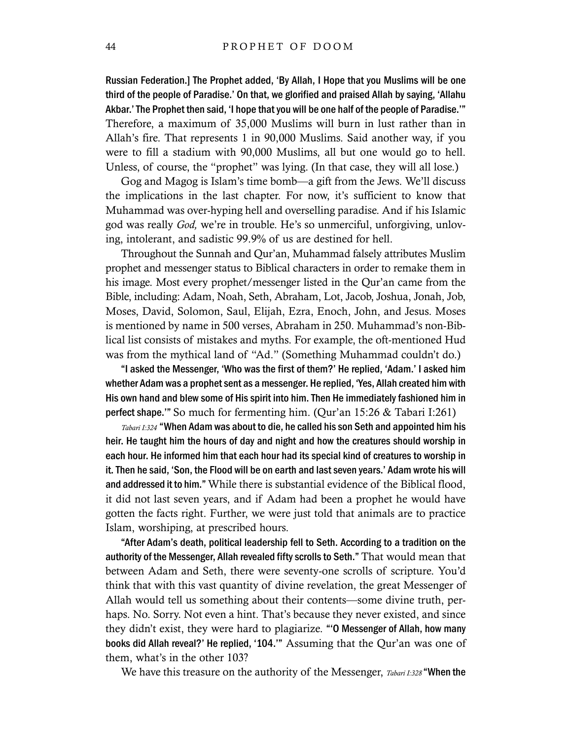**Russian Federation.] The Prophet added, 'By Allah, I Hope that you Muslims will be one third of the people of Paradise.' On that, we glorified and praised Allah by saying, 'Allahu Akbar.' The Prophet then said, 'I hope that you will be one half of the people of Paradise.'"** Therefore, a maximum of 35,000 Muslims will burn in lust rather than in Allah's fire. That represents 1 in 90,000 Muslims. Said another way, if you were to fill a stadium with 90,000 Muslims, all but one would go to hell. Unless, of course, the "prophet" was lying. (In that case, they will all lose.)

Gog and Magog is Islam's time bomb—a gift from the Jews. We'll discuss the implications in the last chapter. For now, it's sufficient to know that Muhammad was over-hyping hell and overselling paradise. And if his Islamic god was really *God,* we're in trouble. He's so unmerciful, unforgiving, unloving, intolerant, and sadistic 99.9% of us are destined for hell.

Throughout the Sunnah and Qur'an, Muhammad falsely attributes Muslim prophet and messenger status to Biblical characters in order to remake them in his image. Most every prophet/messenger listed in the Qur'an came from the Bible, including: Adam, Noah, Seth, Abraham, Lot, Jacob, Joshua, Jonah, Job, Moses, David, Solomon, Saul, Elijah, Ezra, Enoch, John, and Jesus. Moses is mentioned by name in 500 verses, Abraham in 250. Muhammad's non-Biblical list consists of mistakes and myths. For example, the oft-mentioned Hud was from the mythical land of "Ad." (Something Muhammad couldn't do.)

**"I asked the Messenger, 'Who was the first of them?' He replied, 'Adam.' I asked him whether Adam was a prophet sent as a messenger. He replied, 'Yes, Allah created him with His own hand and blew some of His spirit into him. Then He immediately fashioned him in perfect shape.'"** So much for fermenting him. (Qur'an 15:26 & Tabari I:261)

*Tabari I:324* **"When Adam was about to die, he called his son Seth and appointed him his heir. He taught him the hours of day and night and how the creatures should worship in each hour. He informed him that each hour had its special kind of creatures to worship in it. Then he said, 'Son, the Flood will be on earth and last seven years.' Adam wrote his will and addressed it to him."** While there is substantial evidence of the Biblical flood, it did not last seven years, and if Adam had been a prophet he would have gotten the facts right. Further, we were just told that animals are to practice Islam, worshiping, at prescribed hours.

**"After Adam's death, political leadership fell to Seth. According to a tradition on the authority of the Messenger, Allah revealed fifty scrolls to Seth."** That would mean that between Adam and Seth, there were seventy-one scrolls of scripture. You'd think that with this vast quantity of divine revelation, the great Messenger of Allah would tell us something about their contents—some divine truth, perhaps. No. Sorry. Not even a hint. That's because they never existed, and since they didn't exist, they were hard to plagiarize. **"'O Messenger of Allah, how many books did Allah reveal?' He replied, '104.'"** Assuming that the Qur'an was one of them, what's in the other 103?

We have this treasure on the authority of the Messenger, *Tabari I:328* **"When the**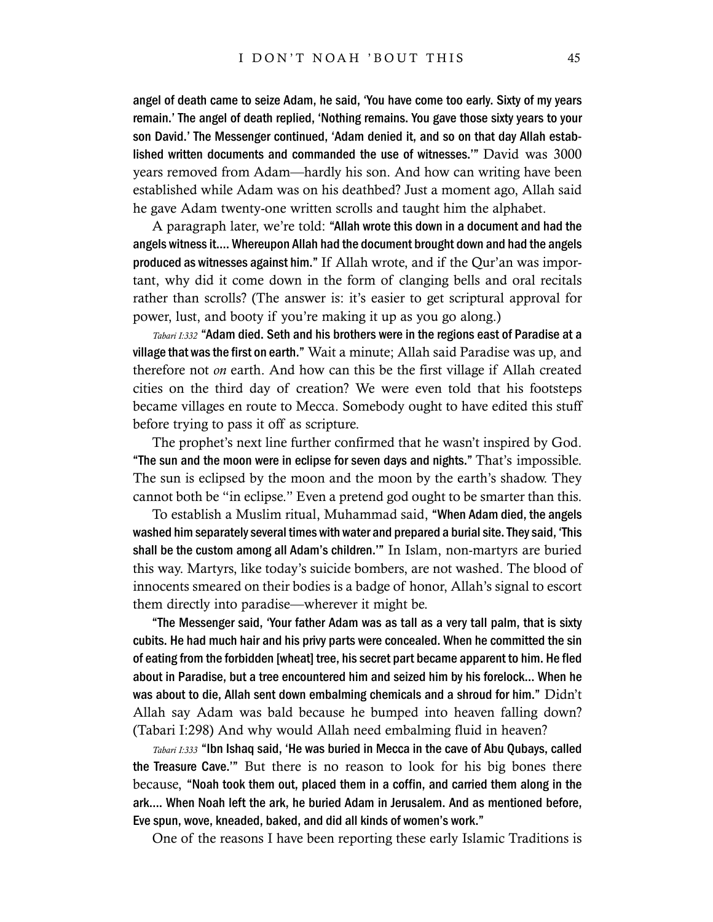**angel of death came to seize Adam, he said, 'You have come too early. Sixty of my years remain.' The angel of death replied, 'Nothing remains. You gave those sixty years to your son David.' The Messenger continued, 'Adam denied it, and so on that day Allah established written documents and commanded the use of witnesses.'"** David was 3000 years removed from Adam—hardly his son. And how can writing have been established while Adam was on his deathbed? Just a moment ago, Allah said he gave Adam twenty-one written scrolls and taught him the alphabet.

A paragraph later, we're told: **"Allah wrote this down in a document and had the angels witness it.... Whereupon Allah had the document brought down and had the angels produced as witnesses against him."** If Allah wrote, and if the Qur'an was important, why did it come down in the form of clanging bells and oral recitals rather than scrolls? (The answer is: it's easier to get scriptural approval for power, lust, and booty if you're making it up as you go along.)

*Tabari I:332* **"Adam died. Seth and his brothers were in the regions east of Paradise at a village that was the first on earth."** Wait a minute; Allah said Paradise was up, and therefore not *on* earth. And how can this be the first village if Allah created cities on the third day of creation? We were even told that his footsteps became villages en route to Mecca. Somebody ought to have edited this stuff before trying to pass it off as scripture.

The prophet's next line further confirmed that he wasn't inspired by God. **"The sun and the moon were in eclipse for seven days and nights."** That's impossible. The sun is eclipsed by the moon and the moon by the earth's shadow. They cannot both be "in eclipse." Even a pretend god ought to be smarter than this.

To establish a Muslim ritual, Muhammad said, **"When Adam died, the angels washed him separately several times with water and prepared a burial site. They said, 'This shall be the custom among all Adam's children.'"** In Islam, non-martyrs are buried this way. Martyrs, like today's suicide bombers, are not washed. The blood of innocents smeared on their bodies is a badge of honor, Allah's signal to escort them directly into paradise—wherever it might be.

**"The Messenger said, 'Your father Adam was as tall as a very tall palm, that is sixty cubits. He had much hair and his privy parts were concealed. When he committed the sin of eating from the forbidden [wheat] tree, his secret part became apparent to him. He fled about in Paradise, but a tree encountered him and seized him by his forelock... When he was about to die, Allah sent down embalming chemicals and a shroud for him."** Didn't Allah say Adam was bald because he bumped into heaven falling down? (Tabari I:298) And why would Allah need embalming fluid in heaven?

*Tabari I:333* **"Ibn Ishaq said, 'He was buried in Mecca in the cave of Abu Qubays, called the Treasure Cave.'"** But there is no reason to look for his big bones there because, **"Noah took them out, placed them in a coffin, and carried them along in the ark.... When Noah left the ark, he buried Adam in Jerusalem. And as mentioned before, Eve spun, wove, kneaded, baked, and did all kinds of women's work."**

One of the reasons I have been reporting these early Islamic Traditions is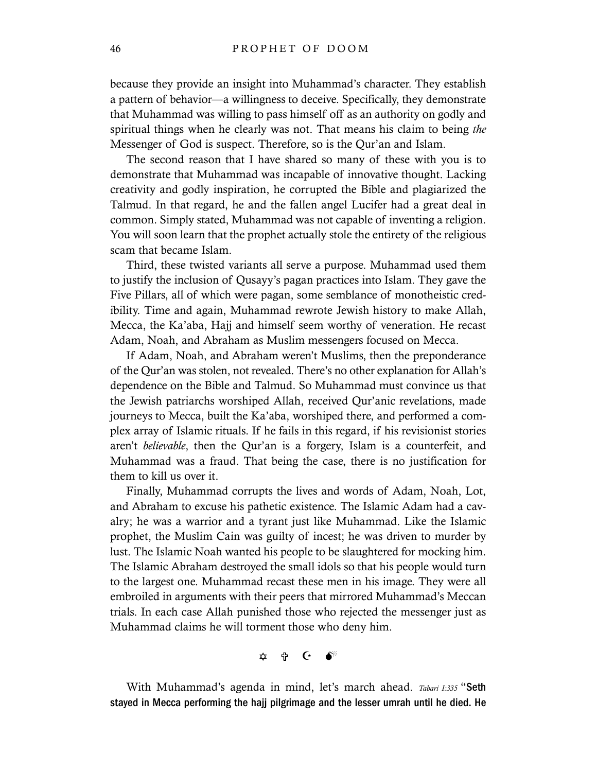because they provide an insight into Muhammad's character. They establish a pattern of behavior—a willingness to deceive. Specifically, they demonstrate that Muhammad was willing to pass himself off as an authority on godly and spiritual things when he clearly was not. That means his claim to being *the* Messenger of God is suspect. Therefore, so is the Qur'an and Islam.

The second reason that I have shared so many of these with you is to demonstrate that Muhammad was incapable of innovative thought. Lacking creativity and godly inspiration, he corrupted the Bible and plagiarized the Talmud. In that regard, he and the fallen angel Lucifer had a great deal in common. Simply stated, Muhammad was not capable of inventing a religion. You will soon learn that the prophet actually stole the entirety of the religious scam that became Islam.

Third, these twisted variants all serve a purpose. Muhammad used them to justify the inclusion of Qusayy's pagan practices into Islam. They gave the Five Pillars, all of which were pagan, some semblance of monotheistic credibility. Time and again, Muhammad rewrote Jewish history to make Allah, Mecca, the Ka'aba, Hajj and himself seem worthy of veneration. He recast Adam, Noah, and Abraham as Muslim messengers focused on Mecca.

If Adam, Noah, and Abraham weren't Muslims, then the preponderance of the Qur'an was stolen, not revealed. There's no other explanation for Allah's dependence on the Bible and Talmud. So Muhammad must convince us that the Jewish patriarchs worshiped Allah, received Qur'anic revelations, made journeys to Mecca, built the Ka'aba, worshiped there, and performed a complex array of Islamic rituals. If he fails in this regard, if his revisionist stories aren't *believable*, then the Qur'an is a forgery, Islam is a counterfeit, and Muhammad was a fraud. That being the case, there is no justification for them to kill us over it.

Finally, Muhammad corrupts the lives and words of Adam, Noah, Lot, and Abraham to excuse his pathetic existence. The Islamic Adam had a cavalry; he was a warrior and a tyrant just like Muhammad. Like the Islamic prophet, the Muslim Cain was guilty of incest; he was driven to murder by lust. The Islamic Noah wanted his people to be slaughtered for mocking him. The Islamic Abraham destroyed the small idols so that his people would turn to the largest one. Muhammad recast these men in his image. They were all embroiled in arguments with their peers that mirrored Muhammad's Meccan trials. In each case Allah punished those who rejected the messenger just as Muhammad claims he will torment those who deny him.

✡ ✞ ☪ 💣

With Muhammad's agenda in mind, let's march ahead. *Tabari I:335* "**Seth stayed in Mecca performing the hajj pilgrimage and the lesser umrah until he died. He**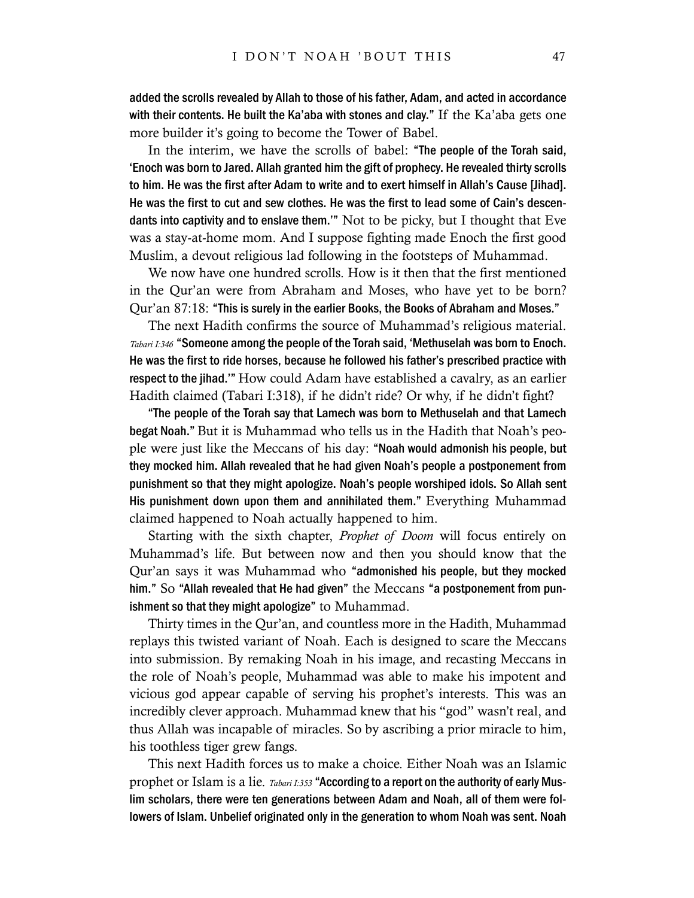**added the scrolls revealed by Allah to those of his father, Adam, and acted in accordance with their contents. He built the Ka'aba with stones and clay."** If the Ka'aba gets one more builder it's going to become the Tower of Babel.

In the interim, we have the scrolls of babel: **"The people of the Torah said, 'Enoch was born to Jared. Allah granted him the gift of prophecy. He revealed thirty scrolls to him. He was the first after Adam to write and to exert himself in Allah's Cause [Jihad]. He was the first to cut and sew clothes. He was the first to lead some of Cain's descendants into captivity and to enslave them.'"** Not to be picky, but I thought that Eve was a stay-at-home mom. And I suppose fighting made Enoch the first good Muslim, a devout religious lad following in the footsteps of Muhammad.

We now have one hundred scrolls. How is it then that the first mentioned in the Qur'an were from Abraham and Moses, who have yet to be born? Qur'an 87:18: **"This is surely in the earlier Books, the Books of Abraham and Moses."**

The next Hadith confirms the source of Muhammad's religious material. *Tabari I:346* **"Someone among the people of the Torah said, 'Methuselah was born to Enoch. He was the first to ride horses, because he followed his father's prescribed practice with respect to the jihad.'"** How could Adam have established a cavalry, as an earlier Hadith claimed (Tabari I:318), if he didn't ride? Or why, if he didn't fight?

**"The people of the Torah say that Lamech was born to Methuselah and that Lamech begat Noah."** But it is Muhammad who tells us in the Hadith that Noah's people were just like the Meccans of his day: **"Noah would admonish his people, but they mocked him. Allah revealed that he had given Noah's people a postponement from punishment so that they might apologize. Noah's people worshiped idols. So Allah sent His punishment down upon them and annihilated them."** Everything Muhammad claimed happened to Noah actually happened to him.

Starting with the sixth chapter, *Prophet of Doom* will focus entirely on Muhammad's life. But between now and then you should know that the Qur'an says it was Muhammad who **"admonished his people, but they mocked him."** So **"Allah revealed that He had given"** the Meccans **"a postponement from punishment so that they might apologize"** to Muhammad.

Thirty times in the Qur'an, and countless more in the Hadith, Muhammad replays this twisted variant of Noah. Each is designed to scare the Meccans into submission. By remaking Noah in his image, and recasting Meccans in the role of Noah's people, Muhammad was able to make his impotent and vicious god appear capable of serving his prophet's interests. This was an incredibly clever approach. Muhammad knew that his "god" wasn't real, and thus Allah was incapable of miracles. So by ascribing a prior miracle to him, his toothless tiger grew fangs.

This next Hadith forces us to make a choice. Either Noah was an Islamic prophet or Islam is a lie. *Tabari I:353* **"According to a report on the authority of early Muslim scholars, there were ten generations between Adam and Noah, all of them were followers of Islam. Unbelief originated only in the generation to whom Noah was sent. Noah**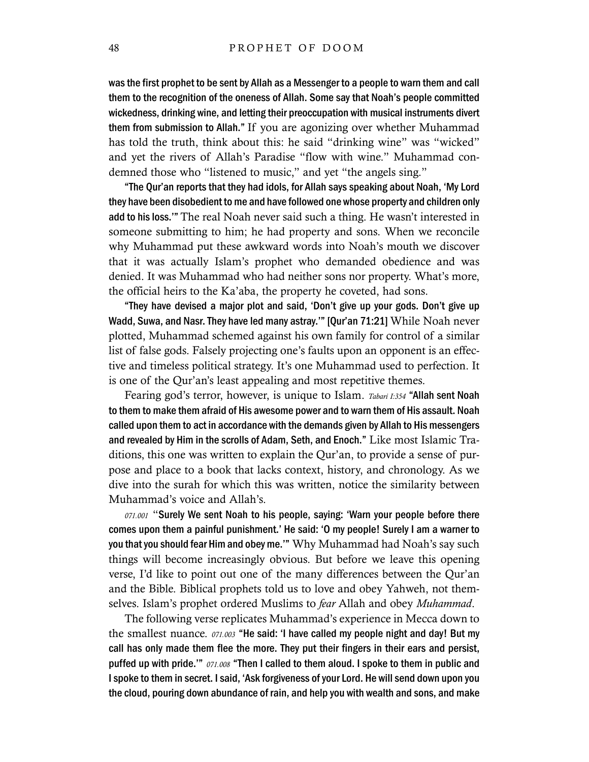**was the first prophet to be sent by Allah as a Messenger to a people to warn them and call them to the recognition of the oneness of Allah. Some say that Noah's people committed wickedness, drinking wine, and letting their preoccupation with musical instruments divert them from submission to Allah."** If you are agonizing over whether Muhammad has told the truth, think about this: he said "drinking wine" was "wicked" and yet the rivers of Allah's Paradise "flow with wine." Muhammad condemned those who "listened to music," and yet "the angels sing."

**"The Qur'an reports that they had idols, for Allah says speaking about Noah, 'My Lord they have been disobedient to me and have followed one whose property and children only add to his loss.'"** The real Noah never said such a thing. He wasn't interested in someone submitting to him; he had property and sons. When we reconcile why Muhammad put these awkward words into Noah's mouth we discover that it was actually Islam's prophet who demanded obedience and was denied. It was Muhammad who had neither sons nor property. What's more, the official heirs to the Ka'aba, the property he coveted, had sons.

**"They have devised a major plot and said, 'Don't give up your gods. Don't give up Wadd, Suwa, and Nasr. They have led many astray.'" [Qur'an 71:21]** While Noah never plotted, Muhammad schemed against his own family for control of a similar list of false gods. Falsely projecting one's faults upon an opponent is an effective and timeless political strategy. It's one Muhammad used to perfection. It is one of the Qur'an's least appealing and most repetitive themes.

Fearing god's terror, however, is unique to Islam. *Tabari I:354* **"Allah sent Noah to them to make them afraid of His awesome power and to warn them of His assault. Noah called upon them to act in accordance with the demands given by Allah to His messengers and revealed by Him in the scrolls of Adam, Seth, and Enoch."** Like most Islamic Traditions, this one was written to explain the Qur'an, to provide a sense of purpose and place to a book that lacks context, history, and chronology. As we dive into the surah for which this was written, notice the similarity between Muhammad's voice and Allah's.

*071.001* **"Surely We sent Noah to his people, saying: 'Warn your people before there comes upon them a painful punishment.' He said: 'O my people! Surely I am a warner to you that you should fear Him and obey me.'"** Why Muhammad had Noah's say such things will become increasingly obvious. But before we leave this opening verse, I'd like to point out one of the many differences between the Qur'an and the Bible. Biblical prophets told us to love and obey Yahweh, not themselves. Islam's prophet ordered Muslims to *fear* Allah and obey *Muhammad*.

The following verse replicates Muhammad's experience in Mecca down to the smallest nuance. *071.003* **"He said: 'I have called my people night and day! But my call has only made them flee the more. They put their fingers in their ears and persist, puffed up with pride.'"** *071.008* **"Then I called to them aloud. I spoke to them in public and I spoke to them in secret. I said, 'Ask forgiveness of your Lord. He will send down upon you the cloud, pouring down abundance of rain, and help you with wealth and sons, and make**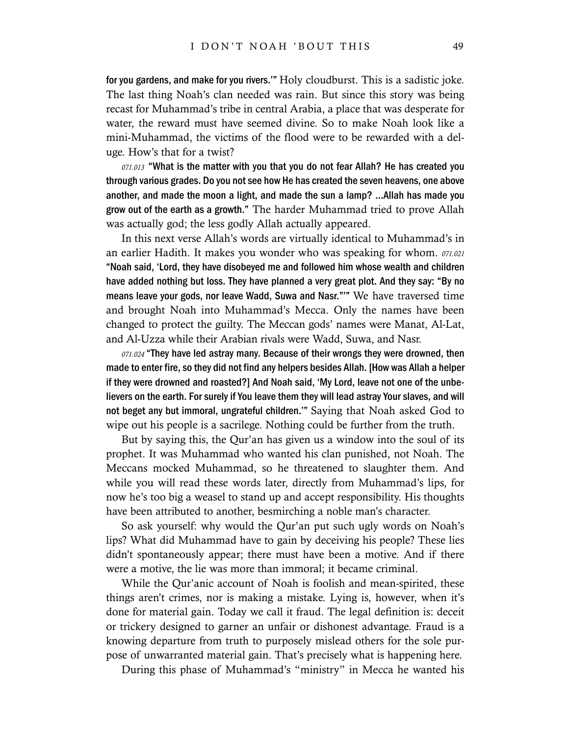**for you gardens, and make for you rivers.'"** Holy cloudburst. This is a sadistic joke. The last thing Noah's clan needed was rain. But since this story was being recast for Muhammad's tribe in central Arabia, a place that was desperate for water, the reward must have seemed divine. So to make Noah look like a mini-Muhammad, the victims of the flood were to be rewarded with a deluge. How's that for a twist?

*071.013* **"What is the matter with you that you do not fear Allah? He has created you through various grades. Do you not see how He has created the seven heavens, one above another, and made the moon a light, and made the sun a lamp? ...Allah has made you grow out of the earth as a growth."** The harder Muhammad tried to prove Allah was actually god; the less godly Allah actually appeared.

In this next verse Allah's words are virtually identical to Muhammad's in an earlier Hadith. It makes you wonder who was speaking for whom. *071.021* **"Noah said, 'Lord, they have disobeyed me and followed him whose wealth and children have added nothing but loss. They have planned a very great plot. And they say: "By no means leave your gods, nor leave Wadd, Suwa and Nasr."'"** We have traversed time and brought Noah into Muhammad's Mecca. Only the names have been changed to protect the guilty. The Meccan gods' names were Manat, Al-Lat, and Al-Uzza while their Arabian rivals were Wadd, Suwa, and Nasr.

*071.024* **"They have led astray many. Because of their wrongs they were drowned, then made to enter fire, so they did not find any helpers besides Allah. [How was Allah a helper if they were drowned and roasted?] And Noah said, 'My Lord, leave not one of the unbelievers on the earth. For surely if You leave them they will lead astray Your slaves, and will not beget any but immoral, ungrateful children.'"** Saying that Noah asked God to wipe out his people is a sacrilege. Nothing could be further from the truth.

But by saying this, the Qur'an has given us a window into the soul of its prophet. It was Muhammad who wanted his clan punished, not Noah. The Meccans mocked Muhammad, so he threatened to slaughter them. And while you will read these words later, directly from Muhammad's lips, for now he's too big a weasel to stand up and accept responsibility. His thoughts have been attributed to another, besmirching a noble man's character.

So ask yourself: why would the Qur'an put such ugly words on Noah's lips? What did Muhammad have to gain by deceiving his people? These lies didn't spontaneously appear; there must have been a motive. And if there were a motive, the lie was more than immoral; it became criminal.

While the Qur'anic account of Noah is foolish and mean-spirited, these things aren't crimes, nor is making a mistake. Lying is, however, when it's done for material gain. Today we call it fraud. The legal definition is: deceit or trickery designed to garner an unfair or dishonest advantage. Fraud is a knowing departure from truth to purposely mislead others for the sole purpose of unwarranted material gain. That's precisely what is happening here.

During this phase of Muhammad's "ministry" in Mecca he wanted his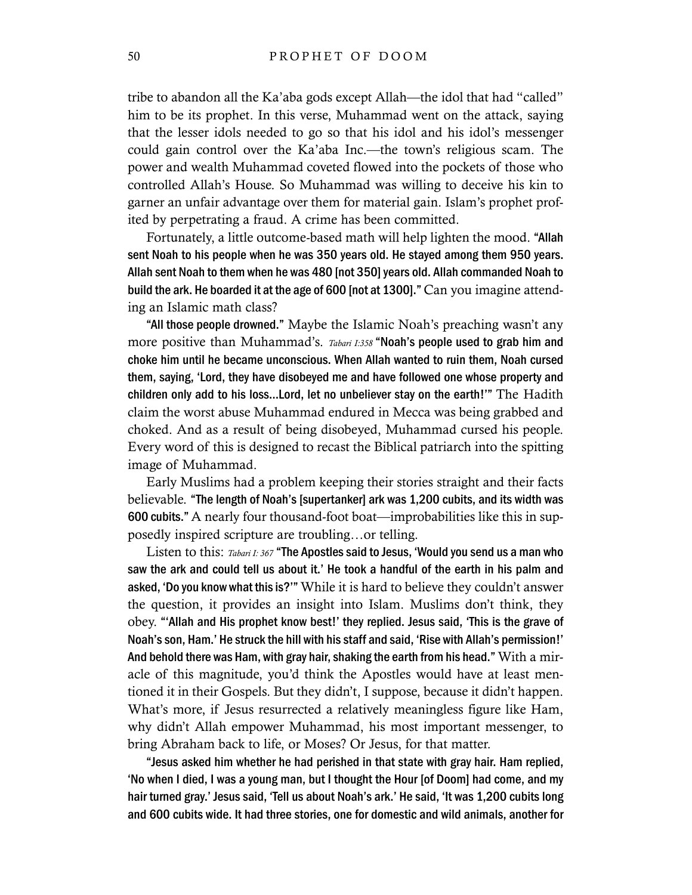tribe to abandon all the Ka'aba gods except Allah—the idol that had "called" him to be its prophet. In this verse, Muhammad went on the attack, saying that the lesser idols needed to go so that his idol and his idol's messenger could gain control over the Ka'aba Inc.—the town's religious scam. The power and wealth Muhammad coveted flowed into the pockets of those who controlled Allah's House. So Muhammad was willing to deceive his kin to garner an unfair advantage over them for material gain. Islam's prophet profited by perpetrating a fraud. A crime has been committed.

Fortunately, a little outcome-based math will help lighten the mood. **"Allah sent Noah to his people when he was 350 years old. He stayed among them 950 years. Allah sent Noah to them when he was 480 [not 350] years old. Allah commanded Noah to build the ark. He boarded it at the age of 600 [not at 1300]."** Can you imagine attending an Islamic math class?

**"All those people drowned."** Maybe the Islamic Noah's preaching wasn't any more positive than Muhammad's. *Tabari I:358* **"Noah's people used to grab him and choke him until he became unconscious. When Allah wanted to ruin them, Noah cursed them, saying, 'Lord, they have disobeyed me and have followed one whose property and children only add to his loss…Lord, let no unbeliever stay on the earth!'"** The Hadith claim the worst abuse Muhammad endured in Mecca was being grabbed and choked. And as a result of being disobeyed, Muhammad cursed his people. Every word of this is designed to recast the Biblical patriarch into the spitting image of Muhammad.

Early Muslims had a problem keeping their stories straight and their facts believable. **"The length of Noah's [supertanker] ark was 1,200 cubits, and its width was 600 cubits."** A nearly four thousand-foot boat—improbabilities like this in supposedly inspired scripture are troubling…or telling.

Listen to this: *Tabari I: 367* **"The Apostles said to Jesus, 'Would you send us a man who saw the ark and could tell us about it.' He took a handful of the earth in his palm and asked, 'Do you know what this is?'"** While it is hard to believe they couldn't answer the question, it provides an insight into Islam. Muslims don't think, they obey. **"'Allah and His prophet know best!' they replied. Jesus said, 'This is the grave of Noah's son, Ham.' He struck the hill with his staff and said, 'Rise with Allah's permission!' And behold there was Ham, with gray hair, shaking the earth from his head."** With a miracle of this magnitude, you'd think the Apostles would have at least mentioned it in their Gospels. But they didn't, I suppose, because it didn't happen. What's more, if Jesus resurrected a relatively meaningless figure like Ham, why didn't Allah empower Muhammad, his most important messenger, to bring Abraham back to life, or Moses? Or Jesus, for that matter.

**"Jesus asked him whether he had perished in that state with gray hair. Ham replied, 'No when I died, I was a young man, but I thought the Hour [of Doom] had come, and my hair turned gray.' Jesus said, 'Tell us about Noah's ark.' He said, 'It was 1,200 cubits long and 600 cubits wide. It had three stories, one for domestic and wild animals, another for**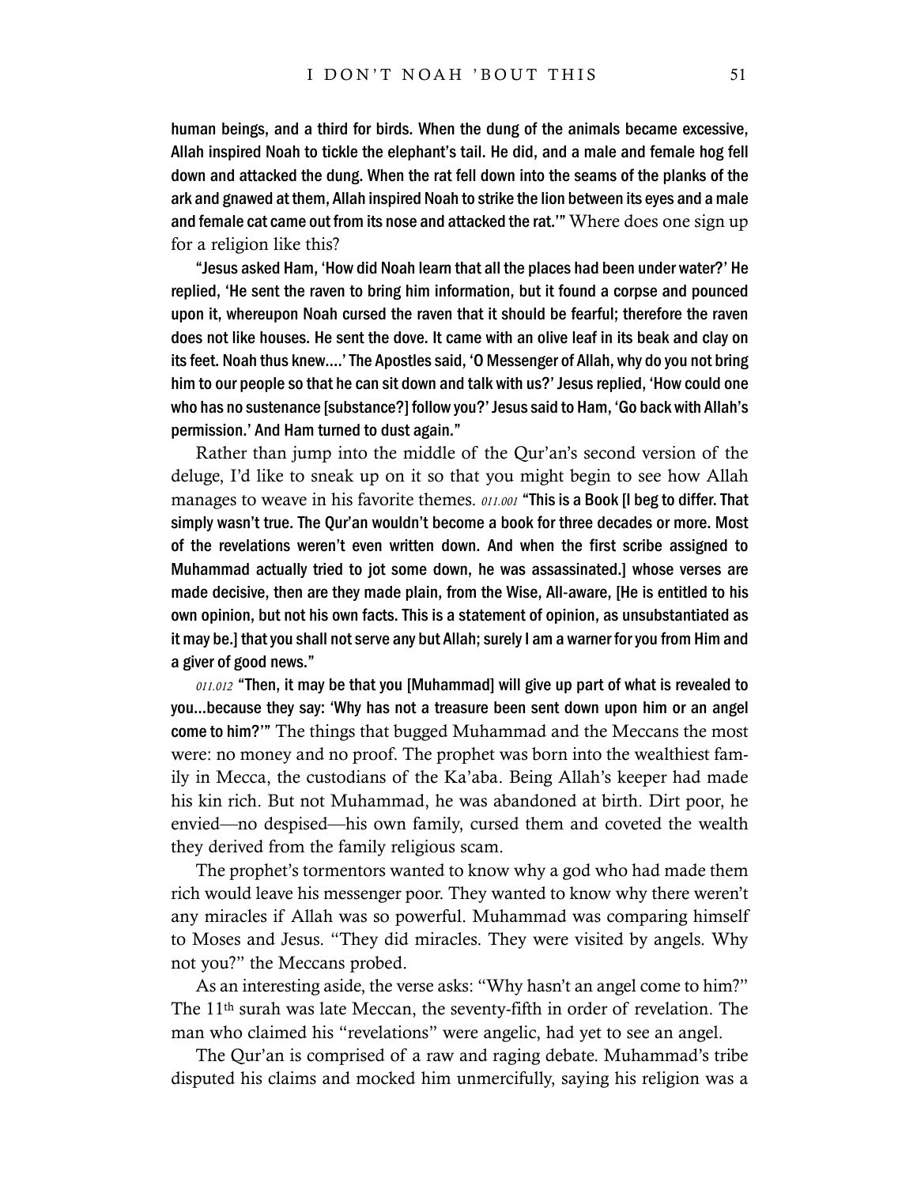**human beings, and a third for birds. When the dung of the animals became excessive, Allah inspired Noah to tickle the elephant's tail. He did, and a male and female hog fell down and attacked the dung. When the rat fell down into the seams of the planks of the ark and gnawed at them, Allah inspired Noah to strike the lion between its eyes and a male and female cat came out from its nose and attacked the rat.'"** Where does one sign up for a religion like this?

**"Jesus asked Ham, 'How did Noah learn that all the places had been under water?' He replied, 'He sent the raven to bring him information, but it found a corpse and pounced upon it, whereupon Noah cursed the raven that it should be fearful; therefore the raven does not like houses. He sent the dove. It came with an olive leaf in its beak and clay on its feet. Noah thus knew….' The Apostles said, 'O Messenger of Allah, why do you not bring him to our people so that he can sit down and talk with us?' Jesus replied, 'How could one who has no sustenance [substance?] follow you?' Jesus said to Ham, 'Go back with Allah's permission.' And Ham turned to dust again."**

Rather than jump into the middle of the Qur'an's second version of the deluge, I'd like to sneak up on it so that you might begin to see how Allah manages to weave in his favorite themes. *011.001* **"This is a Book [I beg to differ. That simply wasn't true. The Qur'an wouldn't become a book for three decades or more. Most of the revelations weren't even written down. And when the first scribe assigned to Muhammad actually tried to jot some down, he was assassinated.] whose verses are made decisive, then are they made plain, from the Wise, All-aware, [He is entitled to his own opinion, but not his own facts. This is a statement of opinion, as unsubstantiated as it may be.] that you shall not serve any but Allah; surely I am a warner for you from Him and a giver of good news."**

*011.012* **"Then, it may be that you [Muhammad] will give up part of what is revealed to you…because they say: 'Why has not a treasure been sent down upon him or an angel come to him?'"** The things that bugged Muhammad and the Meccans the most were: no money and no proof. The prophet was born into the wealthiest family in Mecca, the custodians of the Ka'aba. Being Allah's keeper had made his kin rich. But not Muhammad, he was abandoned at birth. Dirt poor, he envied—no despised—his own family, cursed them and coveted the wealth they derived from the family religious scam.

The prophet's tormentors wanted to know why a god who had made them rich would leave his messenger poor. They wanted to know why there weren't any miracles if Allah was so powerful. Muhammad was comparing himself to Moses and Jesus. "They did miracles. They were visited by angels. Why not you?" the Meccans probed.

As an interesting aside, the verse asks: "Why hasn't an angel come to him?" The 11th surah was late Meccan, the seventy-fifth in order of revelation. The man who claimed his "revelations" were angelic, had yet to see an angel.

The Qur'an is comprised of a raw and raging debate. Muhammad's tribe disputed his claims and mocked him unmercifully, saying his religion was a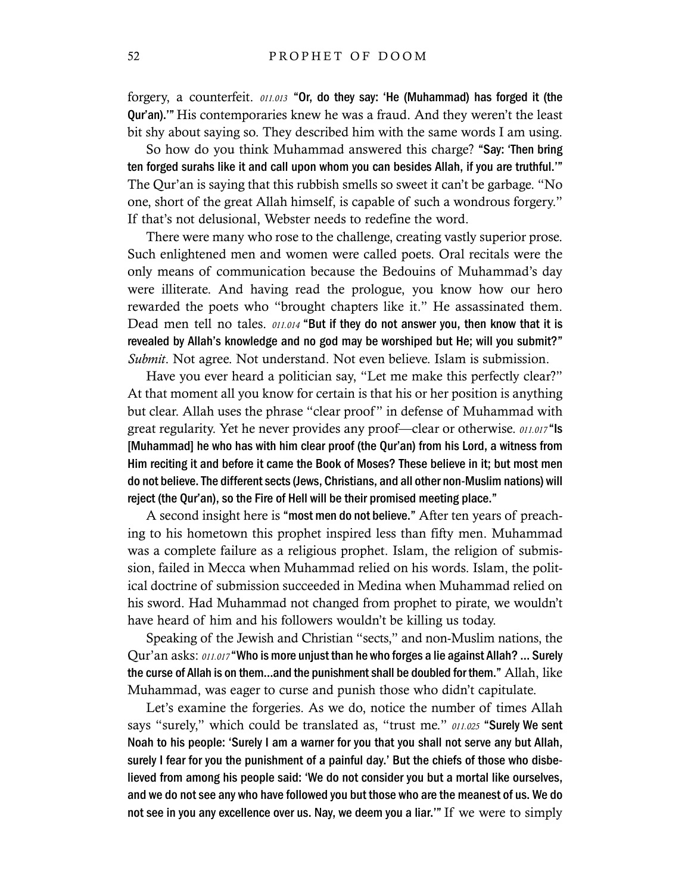forgery, a counterfeit. *011.013* **"Or, do they say: 'He (Muhammad) has forged it (the Qur'an).'"** His contemporaries knew he was a fraud. And they weren't the least bit shy about saying so. They described him with the same words I am using.

So how do you think Muhammad answered this charge? **"Say: 'Then bring ten forged surahs like it and call upon whom you can besides Allah, if you are truthful.'"** The Qur'an is saying that this rubbish smells so sweet it can't be garbage. "No one, short of the great Allah himself, is capable of such a wondrous forgery." If that's not delusional, Webster needs to redefine the word.

There were many who rose to the challenge, creating vastly superior prose. Such enlightened men and women were called poets. Oral recitals were the only means of communication because the Bedouins of Muhammad's day were illiterate. And having read the prologue, you know how our hero rewarded the poets who "brought chapters like it." He assassinated them. Dead men tell no tales. *011.014* **"But if they do not answer you, then know that it is revealed by Allah's knowledge and no god may be worshiped but He; will you submit?"** *Submit*. Not agree. Not understand. Not even believe. Islam is submission.

Have you ever heard a politician say, "Let me make this perfectly clear?" At that moment all you know for certain is that his or her position is anything but clear. Allah uses the phrase "clear proof" in defense of Muhammad with great regularity. Yet he never provides any proof—clear or otherwise. *011.017* **"Is [Muhammad] he who has with him clear proof (the Qur'an) from his Lord, a witness from Him reciting it and before it came the Book of Moses? These believe in it; but most men do not believe. The different sects (Jews, Christians, and all other non-Muslim nations) will reject (the Qur'an), so the Fire of Hell will be their promised meeting place."**

A second insight here is **"most men do not believe."** After ten years of preaching to his hometown this prophet inspired less than fifty men. Muhammad was a complete failure as a religious prophet. Islam, the religion of submission, failed in Mecca when Muhammad relied on his words. Islam, the political doctrine of submission succeeded in Medina when Muhammad relied on his sword. Had Muhammad not changed from prophet to pirate, we wouldn't have heard of him and his followers wouldn't be killing us today.

Speaking of the Jewish and Christian "sects," and non-Muslim nations, the Qur'an asks: *011.017* **"Who is more unjust than he who forges a lie against Allah? ... Surely the curse of Allah is on them...and the punishment shall be doubled for them."** Allah, like Muhammad, was eager to curse and punish those who didn't capitulate.

Let's examine the forgeries. As we do, notice the number of times Allah says "surely," which could be translated as, "trust me." *011.025* **"Surely We sent Noah to his people: 'Surely I am a warner for you that you shall not serve any but Allah, surely I fear for you the punishment of a painful day.' But the chiefs of those who disbelieved from among his people said: 'We do not consider you but a mortal like ourselves, and we do not see any who have followed you but those who are the meanest of us. We do not see in you any excellence over us. Nay, we deem you a liar.'"** If we were to simply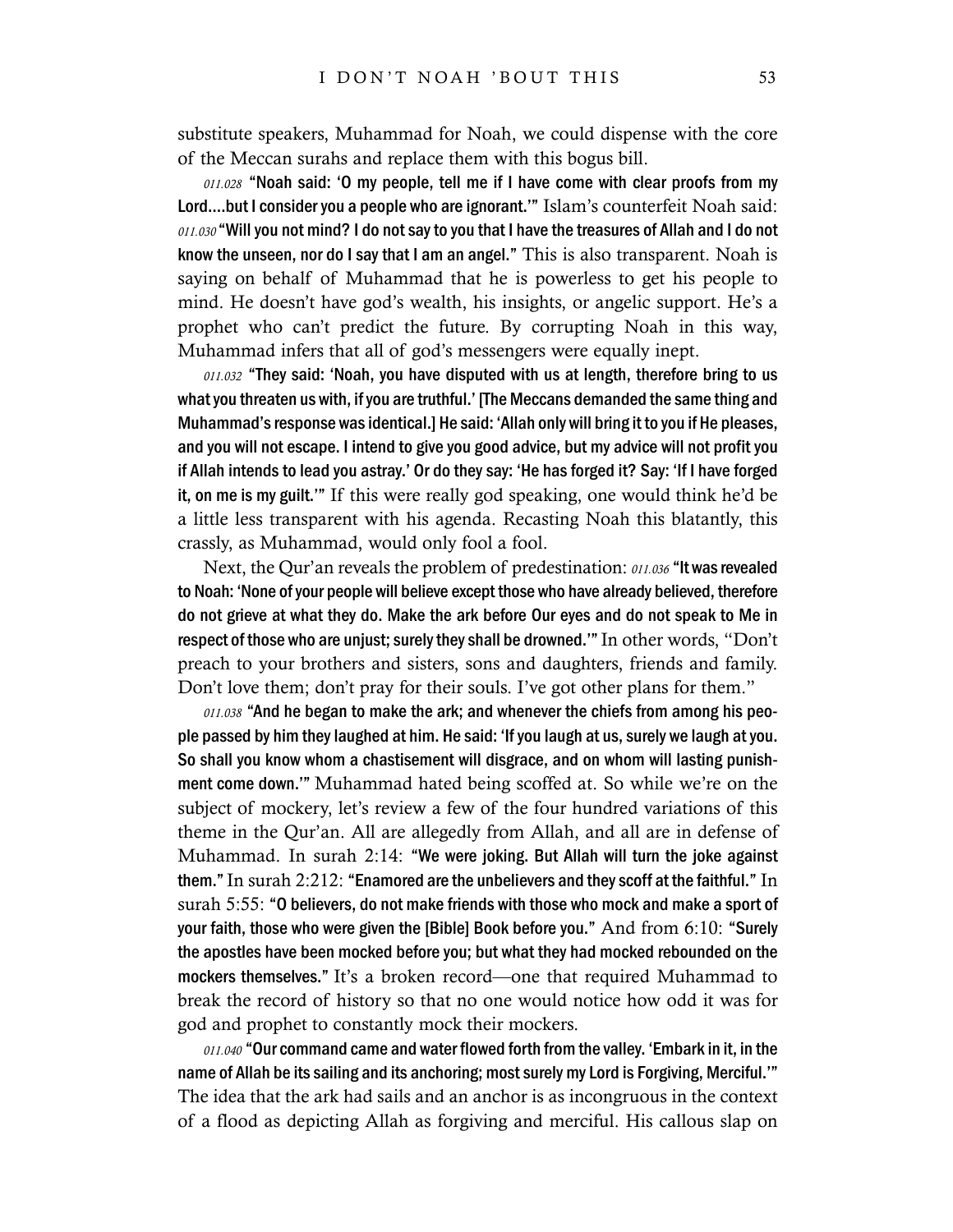substitute speakers, Muhammad for Noah, we could dispense with the core of the Meccan surahs and replace them with this bogus bill.

*011.028* **"Noah said: 'O my people, tell me if I have come with clear proofs from my Lord....but I consider you a people who are ignorant.'"** Islam's counterfeit Noah said: *011.030* **"Will you not mind? I do not say to you that I have the treasures of Allah and I do not know the unseen, nor do I say that I am an angel."** This is also transparent. Noah is saying on behalf of Muhammad that he is powerless to get his people to mind. He doesn't have god's wealth, his insights, or angelic support. He's a prophet who can't predict the future. By corrupting Noah in this way, Muhammad infers that all of god's messengers were equally inept.

*011.032* **"They said: 'Noah, you have disputed with us at length, therefore bring to us what you threaten us with, if you are truthful.' [The Meccans demanded the same thing and Muhammad's response was identical.] He said: 'Allah only will bring it to you if He pleases, and you will not escape. I intend to give you good advice, but my advice will not profit you if Allah intends to lead you astray.' Or do they say: 'He has forged it? Say: 'If I have forged it, on me is my guilt.'"** If this were really god speaking, one would think he'd be a little less transparent with his agenda. Recasting Noah this blatantly, this crassly, as Muhammad, would only fool a fool.

Next, the Qur'an reveals the problem of predestination: *011.036* **"It was revealed to Noah: 'None of your people will believe except those who have already believed, therefore do not grieve at what they do. Make the ark before Our eyes and do not speak to Me in respect of those who are unjust; surely they shall be drowned.'"** In other words, "Don't preach to your brothers and sisters, sons and daughters, friends and family. Don't love them; don't pray for their souls. I've got other plans for them."

*011.038* **"And he began to make the ark; and whenever the chiefs from among his people passed by him they laughed at him. He said: 'If you laugh at us, surely we laugh at you. So shall you know whom a chastisement will disgrace, and on whom will lasting punishment come down.'"** Muhammad hated being scoffed at. So while we're on the subject of mockery, let's review a few of the four hundred variations of this theme in the Qur'an. All are allegedly from Allah, and all are in defense of Muhammad. In surah 2:14: **"We were joking. But Allah will turn the joke against them."** In surah 2:212: **"Enamored are the unbelievers and they scoff at the faithful."** In surah 5:55: **"O believers, do not make friends with those who mock and make a sport of your faith, those who were given the [Bible] Book before you."** And from 6:10: **"Surely the apostles have been mocked before you; but what they had mocked rebounded on the mockers themselves."** It's a broken record—one that required Muhammad to break the record of history so that no one would notice how odd it was for god and prophet to constantly mock their mockers.

*011.040* **"Our command came and water flowed forth from the valley. 'Embark in it, in the name of Allah be its sailing and its anchoring; most surely my Lord is Forgiving, Merciful.'"** The idea that the ark had sails and an anchor is as incongruous in the context of a flood as depicting Allah as forgiving and merciful. His callous slap on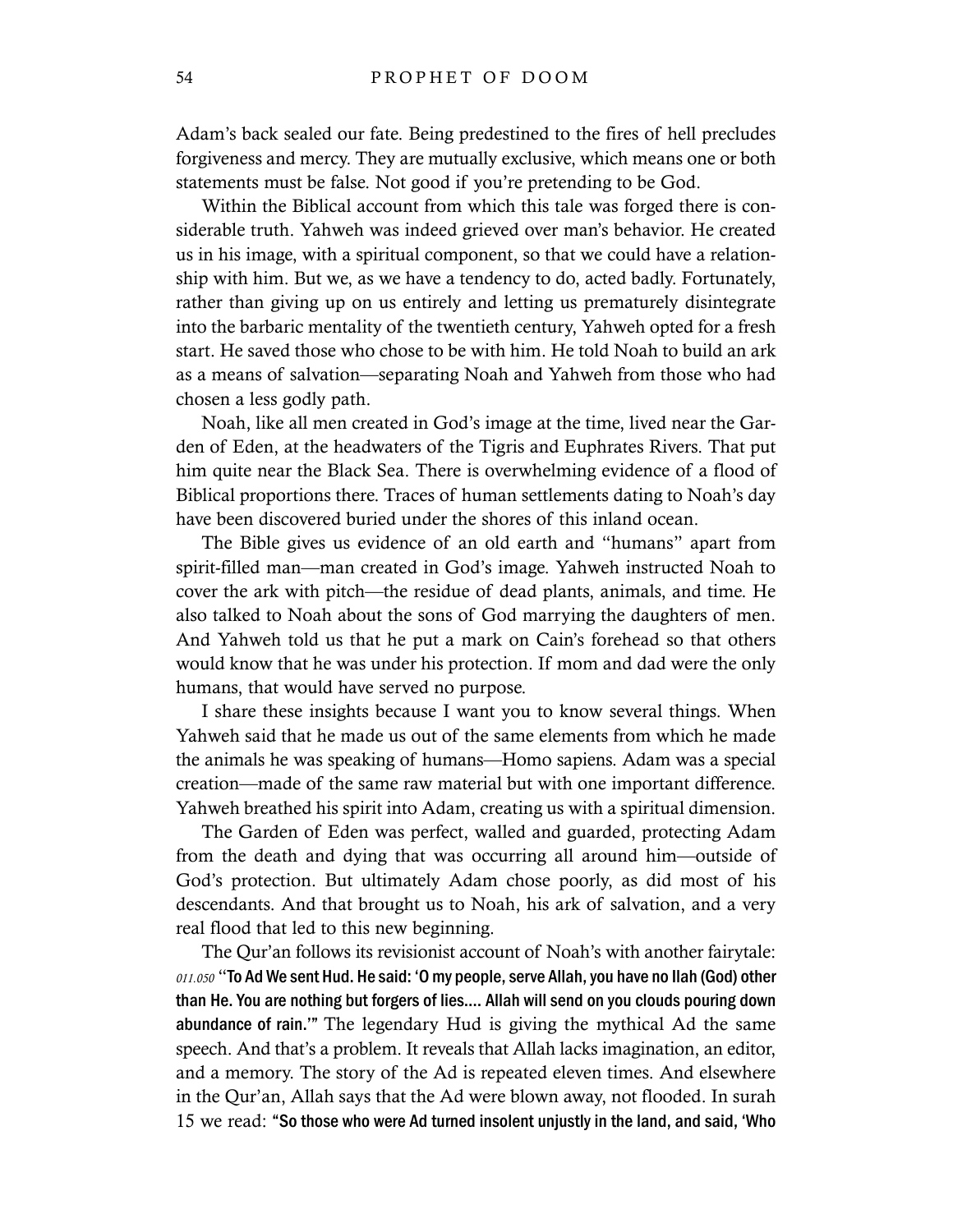Adam's back sealed our fate. Being predestined to the fires of hell precludes forgiveness and mercy. They are mutually exclusive, which means one or both statements must be false. Not good if you're pretending to be God.

Within the Biblical account from which this tale was forged there is considerable truth. Yahweh was indeed grieved over man's behavior. He created us in his image, with a spiritual component, so that we could have a relationship with him. But we, as we have a tendency to do, acted badly. Fortunately, rather than giving up on us entirely and letting us prematurely disintegrate into the barbaric mentality of the twentieth century, Yahweh opted for a fresh start. He saved those who chose to be with him. He told Noah to build an ark as a means of salvation—separating Noah and Yahweh from those who had chosen a less godly path.

Noah, like all men created in God's image at the time, lived near the Garden of Eden, at the headwaters of the Tigris and Euphrates Rivers. That put him quite near the Black Sea. There is overwhelming evidence of a flood of Biblical proportions there. Traces of human settlements dating to Noah's day have been discovered buried under the shores of this inland ocean.

The Bible gives us evidence of an old earth and "humans" apart from spirit-filled man—man created in God's image. Yahweh instructed Noah to cover the ark with pitch—the residue of dead plants, animals, and time. He also talked to Noah about the sons of God marrying the daughters of men. And Yahweh told us that he put a mark on Cain's forehead so that others would know that he was under his protection. If mom and dad were the only humans, that would have served no purpose.

I share these insights because I want you to know several things. When Yahweh said that he made us out of the same elements from which he made the animals he was speaking of humans—Homo sapiens. Adam was a special creation—made of the same raw material but with one important difference. Yahweh breathed his spirit into Adam, creating us with a spiritual dimension.

The Garden of Eden was perfect, walled and guarded, protecting Adam from the death and dying that was occurring all around him—outside of God's protection. But ultimately Adam chose poorly, as did most of his descendants. And that brought us to Noah, his ark of salvation, and a very real flood that led to this new beginning.

The Qur'an follows its revisionist account of Noah's with another fairytale: *011.050* "**To Ad We sent Hud. He said: 'O my people, serve Allah, you have no Ilah (God) other than He. You are nothing but forgers of lies.... Allah will send on you clouds pouring down abundance of rain.'**" The legendary Hud is giving the mythical Ad the same speech. And that's a problem. It reveals that Allah lacks imagination, an editor, and a memory. The story of the Ad is repeated eleven times. And elsewhere in the Qur'an, Allah says that the Ad were blown away, not flooded. In surah 15 we read: "**So those who were Ad turned insolent unjustly in the land, and said, 'Who**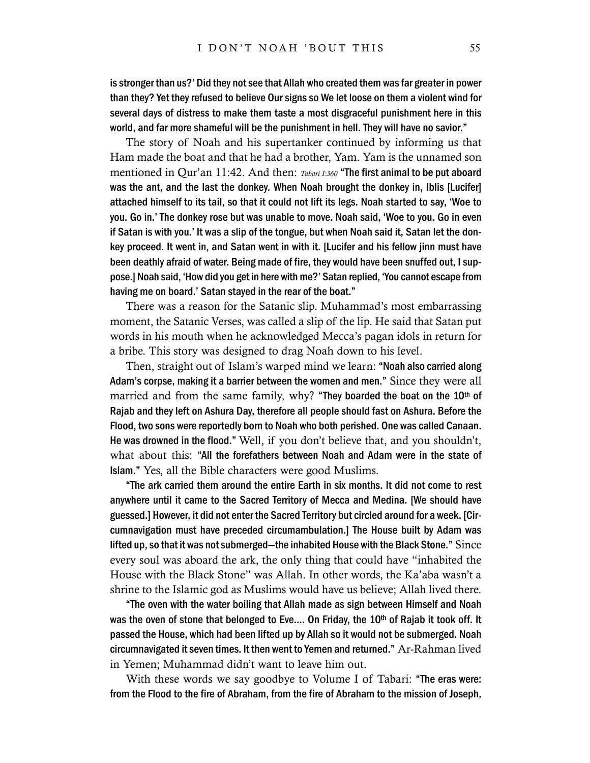is stronger than us?' Did they not see that Allah who created them was far greater in power than they? Yet they refused to believe Our signs so We let loose on them a violent wind for several days of distress to make them taste a most disgraceful punishment here in this world, and far more shameful will be the punishment in hell. They will have no savior."

The story of Noah and his supertanker continued by informing us that Ham made the boat and that he had a brother, Yam. Yam is the unnamed son mentioned in Qur'an 11:42. And then: *Tabari I:360* **"The first animal to be put aboard was the ant, and the last the donkey. When Noah brought the donkey in, Iblis [Lucifer] attached himself to its tail, so that it could not lift its legs. Noah started to say, 'Woe to you. Go in.' The donkey rose but was unable to move. Noah said, 'Woe to you. Go in even if Satan is with you.' It was a slip of the tongue, but when Noah said it, Satan let the donkey proceed. It went in, and Satan went in with it. [Lucifer and his fellow jinn must have been deathly afraid of water. Being made of fire, they would have been snuffed out, I suppose.] Noah said, 'How did you get in here with me?' Satan replied, 'You cannot escape from having me on board.' Satan stayed in the rear of the boat."**

There was a reason for the Satanic slip. Muhammad's most embarrassing moment, the Satanic Verses, was called a slip of the lip. He said that Satan put words in his mouth when he acknowledged Mecca's pagan idols in return for a bribe. This story was designed to drag Noah down to his level.

Then, straight out of Islam's warped mind we learn: **"Noah also carried along Adam's corpse, making it a barrier between the women and men."** Since they were all married and from the same family, why? **"They boarded the boat on the 10th of Rajab and they left on Ashura Day, therefore all people should fast on Ashura. Before the Flood, two sons were reportedly born to Noah who both perished. One was called Canaan. He was drowned in the flood."** Well, if you don't believe that, and you shouldn't, what about this: **"All the forefathers between Noah and Adam were in the state of Islam."** Yes, all the Bible characters were good Muslims.

**"The ark carried them around the entire Earth in six months. It did not come to rest anywhere until it came to the Sacred Territory of Mecca and Medina. [We should have guessed.] However, it did not enter the Sacred Territory but circled around for a week. [Circumnavigation must have preceded circumambulation.] The House built by Adam was lifted up, so that it was not submerged—the inhabited House with the Black Stone."** Since every soul was aboard the ark, the only thing that could have "inhabited the House with the Black Stone" was Allah. In other words, the Ka'aba wasn't a shrine to the Islamic god as Muslims would have us believe; Allah lived there.

**"The oven with the water boiling that Allah made as sign between Himself and Noah was the oven of stone that belonged to Eve.... On Friday, the 10th of Rajab it took off. It passed the House, which had been lifted up by Allah so it would not be submerged. Noah circumnavigated it seven times. It then went to Yemen and returned."** Ar-Rahman lived in Yemen; Muhammad didn't want to leave him out.

With these words we say goodbye to Volume I of Tabari: **"The eras were: from the Flood to the fire of Abraham, from the fire of Abraham to the mission of Joseph,**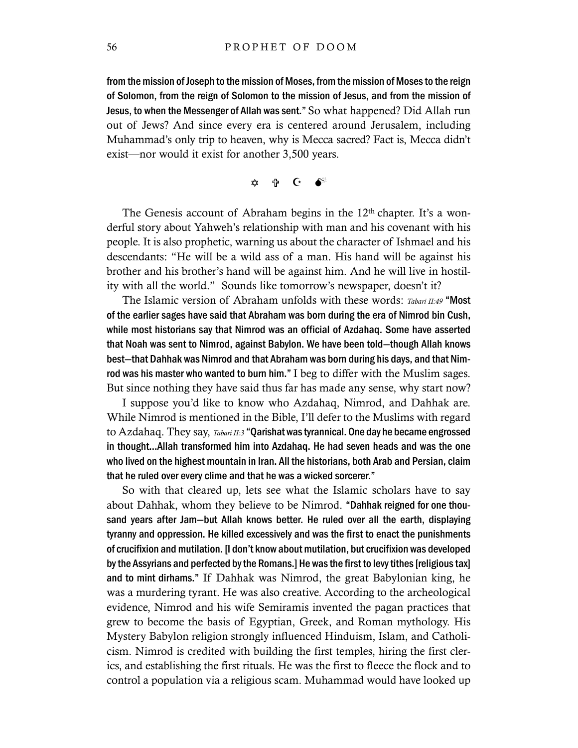**from the mission of Joseph to the mission of Moses, from the mission of Moses to the reign of Solomon, from the reign of Solomon to the mission of Jesus, and from the mission of Jesus, to when the Messenger of Allah was sent."** So what happened? Did Allah run out of Jews? And since every era is centered around Jerusalem, including Muhammad's only trip to heaven, why is Mecca sacred? Fact is, Mecca didn't exist—nor would it exist for another 3,500 years.

✡ ✞ ☪ 💣

The Genesis account of Abraham begins in the 12th chapter. It's a wonderful story about Yahweh's relationship with man and his covenant with his people. It is also prophetic, warning us about the character of Ishmael and his descendants: "He will be a wild ass of a man. His hand will be against his brother and his brother's hand will be against him. And he will live in hostility with all the world." Sounds like tomorrow's newspaper, doesn't it?

The Islamic version of Abraham unfolds with these words: *Tabari II:49* **"Most of the earlier sages have said that Abraham was born during the era of Nimrod bin Cush, while most historians say that Nimrod was an official of Azdahaq. Some have asserted that Noah was sent to Nimrod, against Babylon. We have been told—though Allah knows best—that Dahhak was Nimrod and that Abraham was born during his days, and that Nimrod was his master who wanted to burn him."** I beg to differ with the Muslim sages. But since nothing they have said thus far has made any sense, why start now?

I suppose you'd like to know who Azdahaq, Nimrod, and Dahhak are. While Nimrod is mentioned in the Bible, I'll defer to the Muslims with regard to Azdahaq. They say, *Tabari II:3* **"Qarishat was tyrannical. One day he became engrossed in thought…Allah transformed him into Azdahaq. He had seven heads and was the one who lived on the highest mountain in Iran. All the historians, both Arab and Persian, claim that he ruled over every clime and that he was a wicked sorcerer."**

So with that cleared up, lets see what the Islamic scholars have to say about Dahhak, whom they believe to be Nimrod. **"Dahhak reigned for one thousand years after Jam—but Allah knows better. He ruled over all the earth, displaying tyranny and oppression. He killed excessively and was the first to enact the punishments of crucifixion and mutilation. [I don't know about mutilation, but crucifixion was developed by the Assyrians and perfected by the Romans.] He was the first to levy tithes [religious tax] and to mint dirhams."** If Dahhak was Nimrod, the great Babylonian king, he was a murdering tyrant. He was also creative. According to the archeological evidence, Nimrod and his wife Semiramis invented the pagan practices that grew to become the basis of Egyptian, Greek, and Roman mythology. His Mystery Babylon religion strongly influenced Hinduism, Islam, and Catholicism. Nimrod is credited with building the first temples, hiring the first clerics, and establishing the first rituals. He was the first to fleece the flock and to control a population via a religious scam. Muhammad would have looked up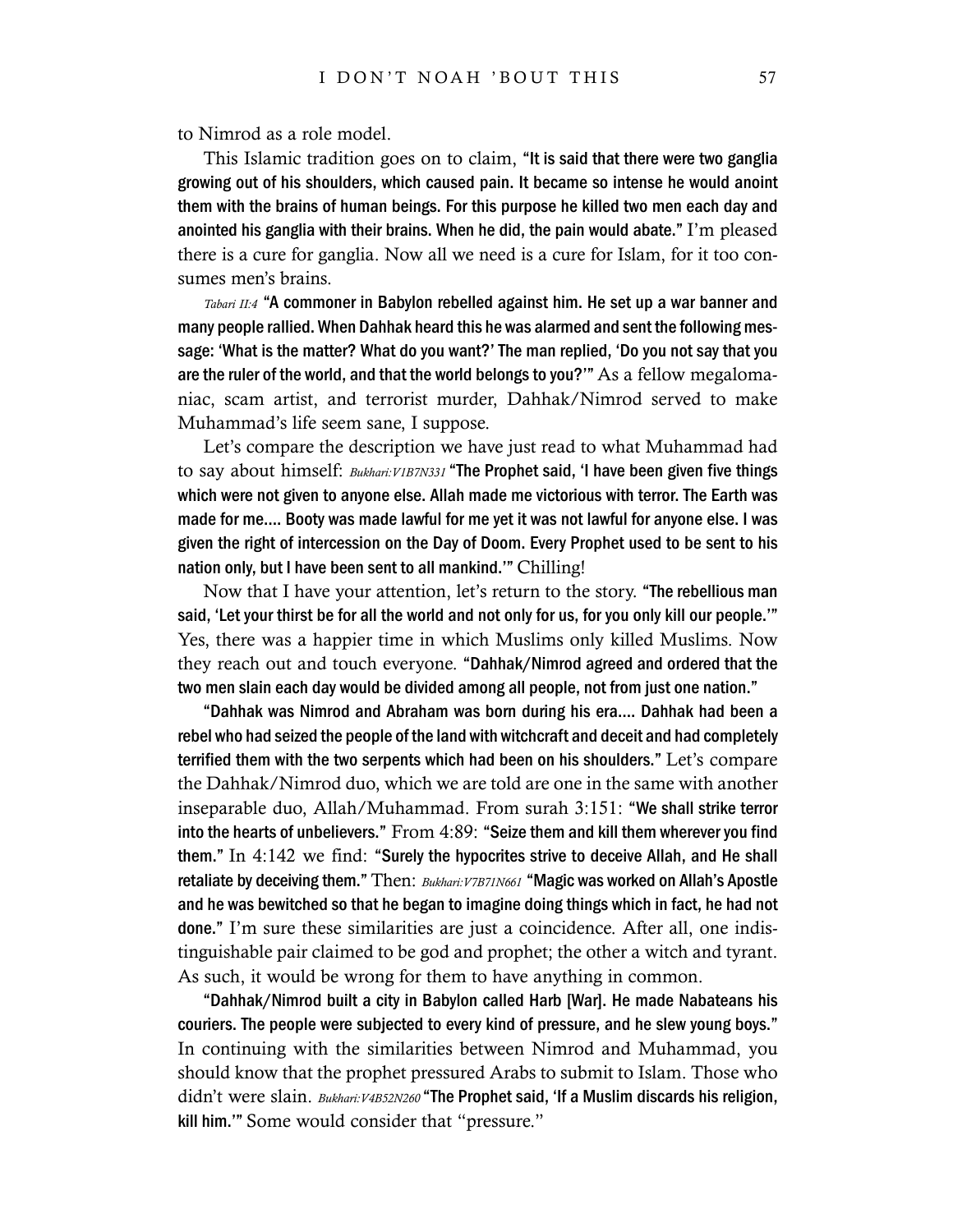to Nimrod as a role model.

This Islamic tradition goes on to claim, **"It is said that there were two ganglia growing out of his shoulders, which caused pain. It became so intense he would anoint them with the brains of human beings. For this purpose he killed two men each day and anointed his ganglia with their brains. When he did, the pain would abate."** I'm pleased there is a cure for ganglia. Now all we need is a cure for Islam, for it too consumes men's brains.

*Tabari II:4* **"A commoner in Babylon rebelled against him. He set up a war banner and many people rallied. When Dahhak heard this he was alarmed and sent the following message: 'What is the matter? What do you want?' The man replied, 'Do you not say that you are the ruler of the world, and that the world belongs to you?'"** As a fellow megalomaniac, scam artist, and terrorist murder, Dahhak/Nimrod served to make Muhammad's life seem sane, I suppose.

Let's compare the description we have just read to what Muhammad had to say about himself: *Bukhari:V1B7N331* **"The Prophet said, 'I have been given five things which were not given to anyone else. Allah made me victorious with terror. The Earth was made for me.... Booty was made lawful for me yet it was not lawful for anyone else. I was given the right of intercession on the Day of Doom. Every Prophet used to be sent to his nation only, but I have been sent to all mankind.'"** Chilling!

Now that I have your attention, let's return to the story. **"The rebellious man said, 'Let your thirst be for all the world and not only for us, for you only kill our people.'"** Yes, there was a happier time in which Muslims only killed Muslims. Now they reach out and touch everyone. **"Dahhak/Nimrod agreed and ordered that the two men slain each day would be divided among all people, not from just one nation."**

**"Dahhak was Nimrod and Abraham was born during his era.... Dahhak had been a rebel who had seized the people of the land with witchcraft and deceit and had completely terrified them with the two serpents which had been on his shoulders."** Let's compare the Dahhak/Nimrod duo, which we are told are one in the same with another inseparable duo, Allah/Muhammad. From surah 3:151: **"We shall strike terror into the hearts of unbelievers."** From 4:89: **"Seize them and kill them wherever you find them."** In 4:142 we find: **"Surely the hypocrites strive to deceive Allah, and He shall retaliate by deceiving them."** Then: *Bukhari:V7B71N661* **"Magic was worked on Allah's Apostle and he was bewitched so that he began to imagine doing things which in fact, he had not done."** I'm sure these similarities are just a coincidence. After all, one indistinguishable pair claimed to be god and prophet; the other a witch and tyrant. As such, it would be wrong for them to have anything in common.

**"Dahhak/Nimrod built a city in Babylon called Harb [War]. He made Nabateans his couriers. The people were subjected to every kind of pressure, and he slew young boys."** In continuing with the similarities between Nimrod and Muhammad, you should know that the prophet pressured Arabs to submit to Islam. Those who didn't were slain. *Bukhari:V4B52N260* **"The Prophet said, 'If a Muslim discards his religion, kill him.'"** Some would consider that "pressure."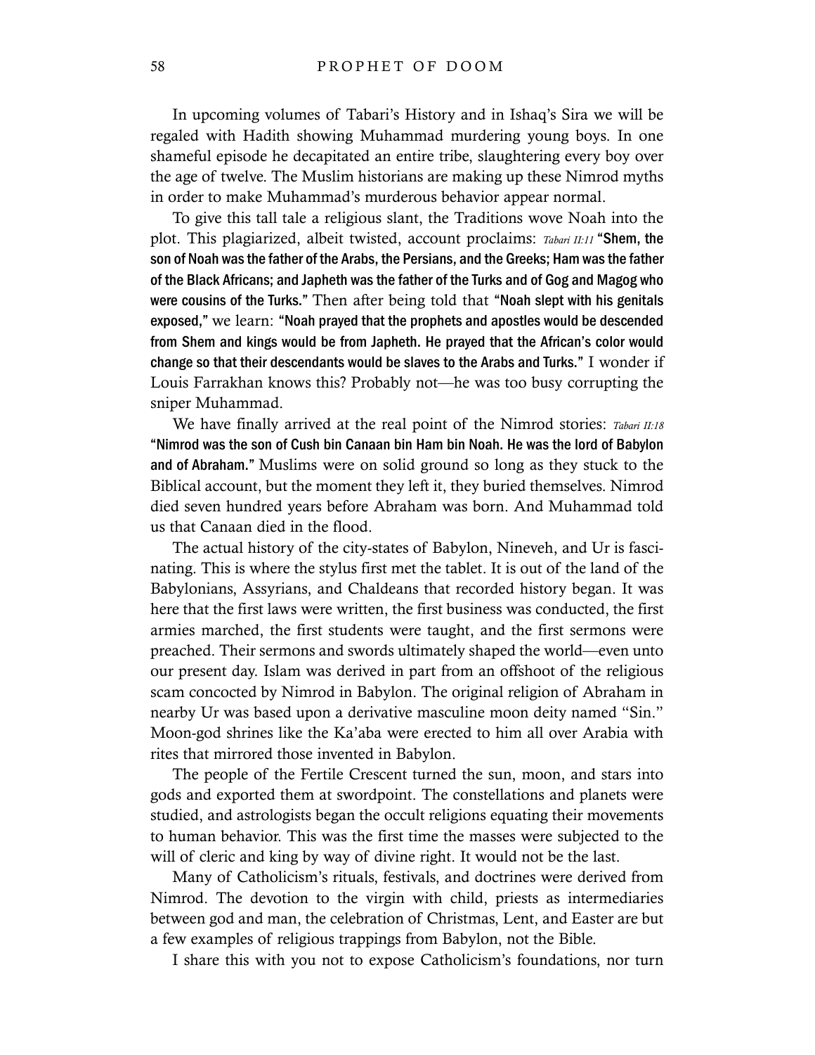In upcoming volumes of Tabari's History and in Ishaq's Sira we will be regaled with Hadith showing Muhammad murdering young boys. In one shameful episode he decapitated an entire tribe, slaughtering every boy over the age of twelve. The Muslim historians are making up these Nimrod myths in order to make Muhammad's murderous behavior appear normal.

To give this tall tale a religious slant, the Traditions wove Noah into the plot. This plagiarized, albeit twisted, account proclaims: *Tabari II:11* **"Shem, the son of Noah was the father of the Arabs, the Persians, and the Greeks; Ham was the father of the Black Africans; and Japheth was the father of the Turks and of Gog and Magog who were cousins of the Turks."** Then after being told that **"Noah slept with his genitals exposed,"** we learn: **"Noah prayed that the prophets and apostles would be descended from Shem and kings would be from Japheth. He prayed that the African's color would change so that their descendants would be slaves to the Arabs and Turks."** I wonder if Louis Farrakhan knows this? Probably not—he was too busy corrupting the sniper Muhammad.

We have finally arrived at the real point of the Nimrod stories: *Tabari II:18* **"Nimrod was the son of Cush bin Canaan bin Ham bin Noah. He was the lord of Babylon and of Abraham."** Muslims were on solid ground so long as they stuck to the Biblical account, but the moment they left it, they buried themselves. Nimrod died seven hundred years before Abraham was born. And Muhammad told us that Canaan died in the flood.

The actual history of the city-states of Babylon, Nineveh, and Ur is fascinating. This is where the stylus first met the tablet. It is out of the land of the Babylonians, Assyrians, and Chaldeans that recorded history began. It was here that the first laws were written, the first business was conducted, the first armies marched, the first students were taught, and the first sermons were preached. Their sermons and swords ultimately shaped the world—even unto our present day. Islam was derived in part from an offshoot of the religious scam concocted by Nimrod in Babylon. The original religion of Abraham in nearby Ur was based upon a derivative masculine moon deity named "Sin." Moon-god shrines like the Ka'aba were erected to him all over Arabia with rites that mirrored those invented in Babylon.

The people of the Fertile Crescent turned the sun, moon, and stars into gods and exported them at swordpoint. The constellations and planets were studied, and astrologists began the occult religions equating their movements to human behavior. This was the first time the masses were subjected to the will of cleric and king by way of divine right. It would not be the last.

Many of Catholicism's rituals, festivals, and doctrines were derived from Nimrod. The devotion to the virgin with child, priests as intermediaries between god and man, the celebration of Christmas, Lent, and Easter are but a few examples of religious trappings from Babylon, not the Bible.

I share this with you not to expose Catholicism's foundations, nor turn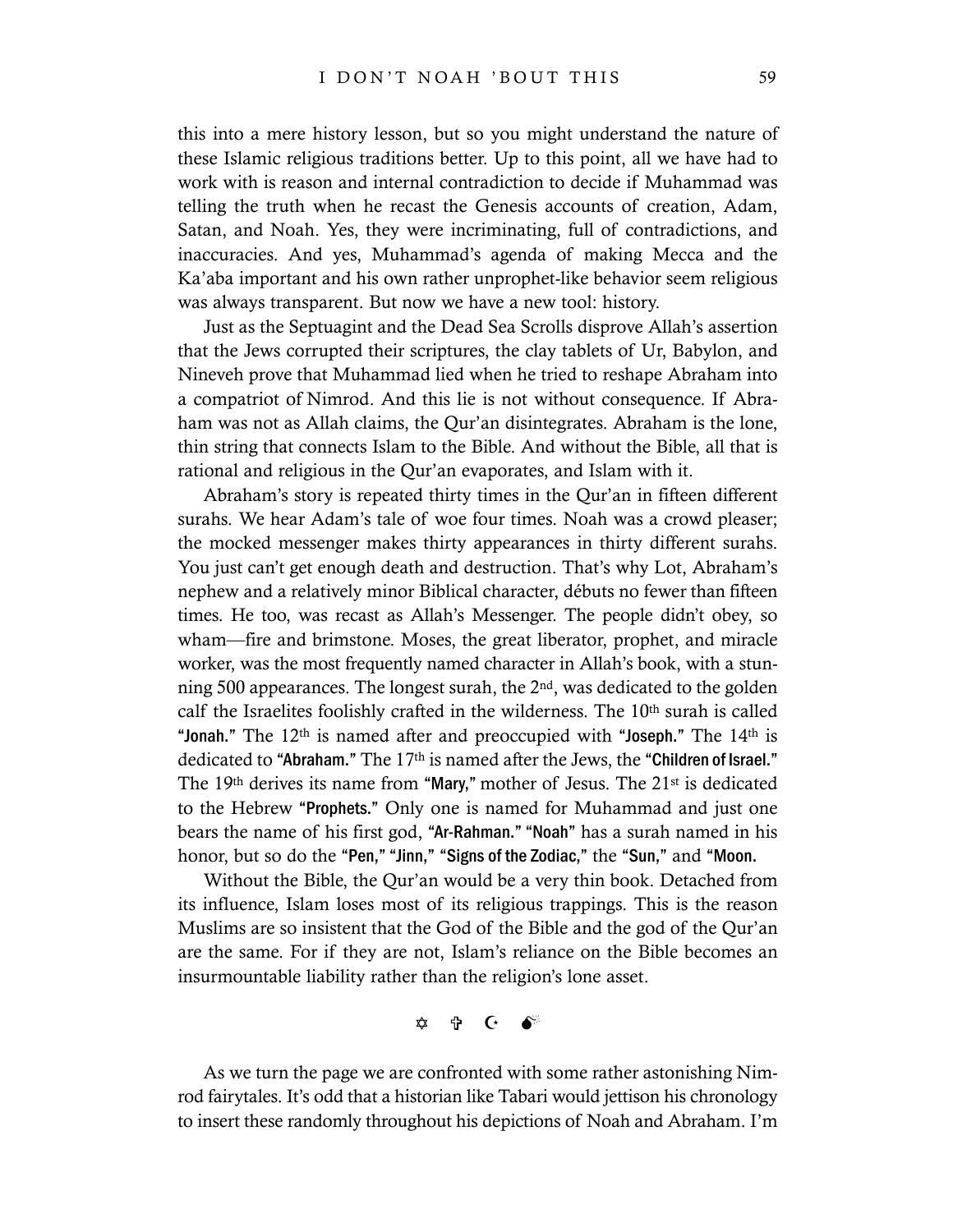this into a mere history lesson, but so you might understand the nature of these Islamic religious traditions better. Up to this point, all we have had to work with is reason and internal contradiction to decide if Muhammad was telling the truth when he recast the Genesis accounts of creation, Adam, Satan, and Noah. Yes, they were incriminating, full of contradictions, and inaccuracies. And yes, Muhammad's agenda of making Mecca and the Ka'aba important and his own rather unprophet-like behavior seem religious was always transparent. But now we have a new tool: history.

Just as the Septuagint and the Dead Sea Scrolls disprove Allah's assertion that the Jews corrupted their scriptures, the clay tablets of Ur, Babylon, and Nineveh prove that Muhammad lied when he tried to reshape Abraham into a compatriot of Nimrod. And this lie is not without consequence. If Abraham was not as Allah claims, the Qur'an disintegrates. Abraham is the lone, thin string that connects Islam to the Bible. And without the Bible, all that is rational and religious in the Qur'an evaporates, and Islam with it.

Abraham's story is repeated thirty times in the Qur'an in fifteen different surahs. We hear Adam's tale of woe four times. Noah was a crowd pleaser; the mocked messenger makes thirty appearances in thirty different surahs. You just can't get enough death and destruction. That's why Lot, Abraham's nephew and a relatively minor Biblical character, débuts no fewer than fifteen times. He too, was recast as Allah's Messenger. The people didn't obey, so wham—fire and brimstone. Moses, the great liberator, prophet, and miracle worker, was the most frequently named character in Allah's book, with a stunning 500 appearances. The longest surah, the 2nd, was dedicated to the golden calf the Israelites foolishly crafted in the wilderness. The 10th surah is called **"Jonah."** The 12th is named after and preoccupied with **"Joseph."** The 14th is dedicated to **"Abraham."** The 17th is named after the Jews, the **"Children of Israel."** The 19th derives its name from **"Mary,"** mother of Jesus. The 21st is dedicated to the Hebrew **"Prophets."** Only one is named for Muhammad and just one bears the name of his first god, **"Ar-Rahman." "Noah"** has a surah named in his honor, but so do the **"Pen," "Jinn," "Signs of the Zodiac,"** the **"Sun,"** and **"Moon.**

Without the Bible, the Qur'an would be a very thin book. Detached from its influence, Islam loses most of its religious trappings. This is the reason Muslims are so insistent that the God of the Bible and the god of the Qur'an are the same. For if they are not, Islam's reliance on the Bible becomes an insurmountable liability rather than the religion's lone asset.

✡ ✞ ☪ 💣

As we turn the page we are confronted with some rather astonishing Nimrod fairytales. It's odd that a historian like Tabari would jettison his chronology to insert these randomly throughout his depictions of Noah and Abraham. I'm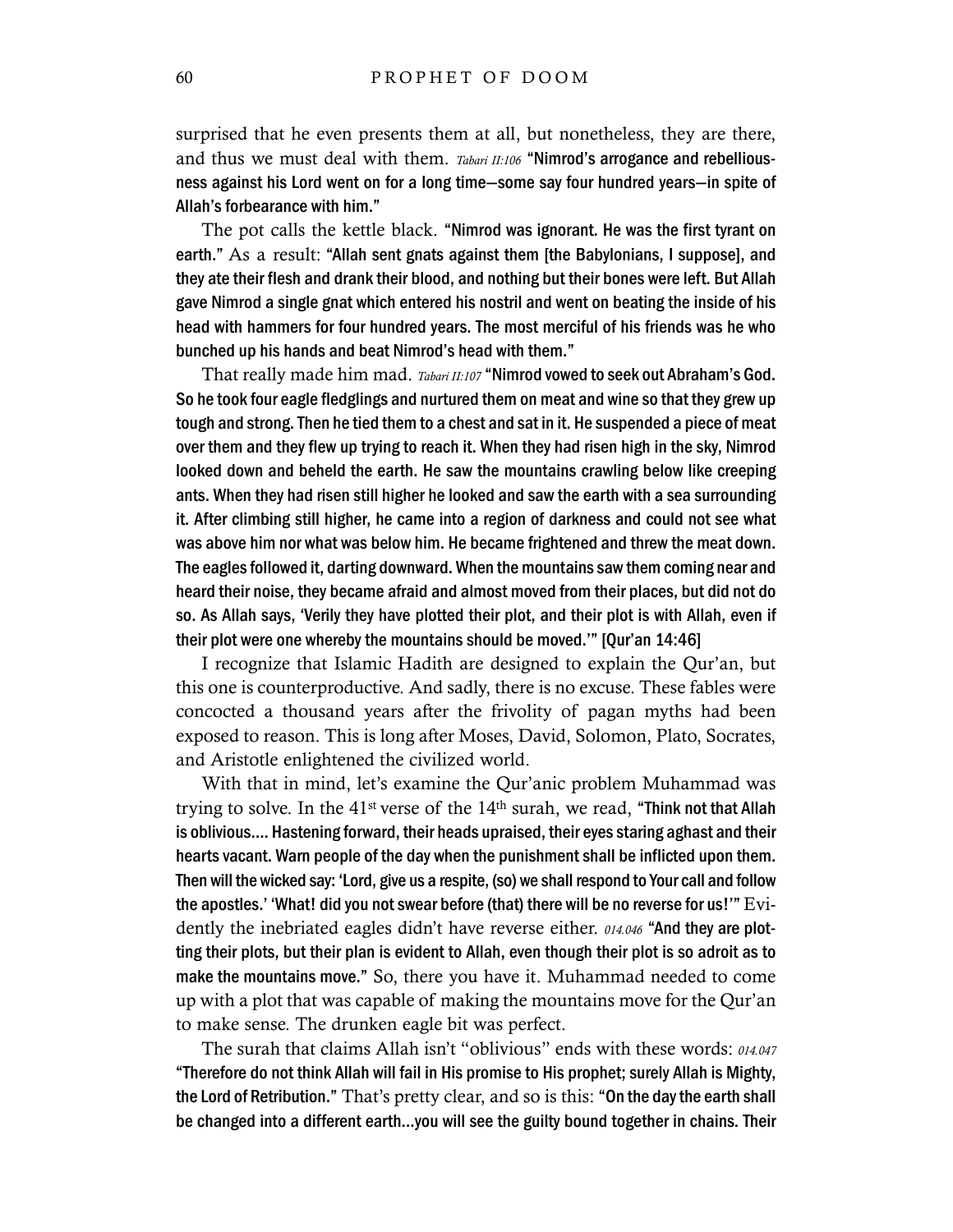surprised that he even presents them at all, but nonetheless, they are there, and thus we must deal with them. *Tabari II:106* **"Nimrod's arrogance and rebelliousness against his Lord went on for a long time—some say four hundred years—in spite of Allah's forbearance with him."**

The pot calls the kettle black. **"Nimrod was ignorant. He was the first tyrant on earth."** As a result: **"Allah sent gnats against them [the Babylonians, I suppose], and they ate their flesh and drank their blood, and nothing but their bones were left. But Allah gave Nimrod a single gnat which entered his nostril and went on beating the inside of his head with hammers for four hundred years. The most merciful of his friends was he who bunched up his hands and beat Nimrod's head with them."**

That really made him mad. *Tabari II:107* **"Nimrod vowed to seek out Abraham's God. So he took four eagle fledglings and nurtured them on meat and wine so that they grew up tough and strong. Then he tied them to a chest and sat in it. He suspended a piece of meat over them and they flew up trying to reach it. When they had risen high in the sky, Nimrod looked down and beheld the earth. He saw the mountains crawling below like creeping ants. When they had risen still higher he looked and saw the earth with a sea surrounding it. After climbing still higher, he came into a region of darkness and could not see what was above him nor what was below him. He became frightened and threw the meat down. The eagles followed it, darting downward. When the mountains saw them coming near and heard their noise, they became afraid and almost moved from their places, but did not do so. As Allah says, 'Verily they have plotted their plot, and their plot is with Allah, even if their plot were one whereby the mountains should be moved.'" [Qur'an 14:46]**

I recognize that Islamic Hadith are designed to explain the Qur'an, but this one is counterproductive. And sadly, there is no excuse. These fables were concocted a thousand years after the frivolity of pagan myths had been exposed to reason. This is long after Moses, David, Solomon, Plato, Socrates, and Aristotle enlightened the civilized world.

With that in mind, let's examine the Qur'anic problem Muhammad was trying to solve. In the 41st verse of the 14th surah, we read, **"Think not that Allah is oblivious.... Hastening forward, their heads upraised, their eyes staring aghast and their hearts vacant. Warn people of the day when the punishment shall be inflicted upon them. Then will the wicked say: 'Lord, give us a respite, (so) we shall respond to Your call and follow the apostles.' 'What! did you not swear before (that) there will be no reverse for us!'"** Evidently the inebriated eagles didn't have reverse either. *014.046* **"And they are plotting their plots, but their plan is evident to Allah, even though their plot is so adroit as to make the mountains move."** So, there you have it. Muhammad needed to come up with a plot that was capable of making the mountains move for the Qur'an to make sense. The drunken eagle bit was perfect.

The surah that claims Allah isn't "oblivious" ends with these words: *014.047* **"Therefore do not think Allah will fail in His promise to His prophet; surely Allah is Mighty, the Lord of Retribution."** That's pretty clear, and so is this: **"On the day the earth shall be changed into a different earth...you will see the guilty bound together in chains. Their**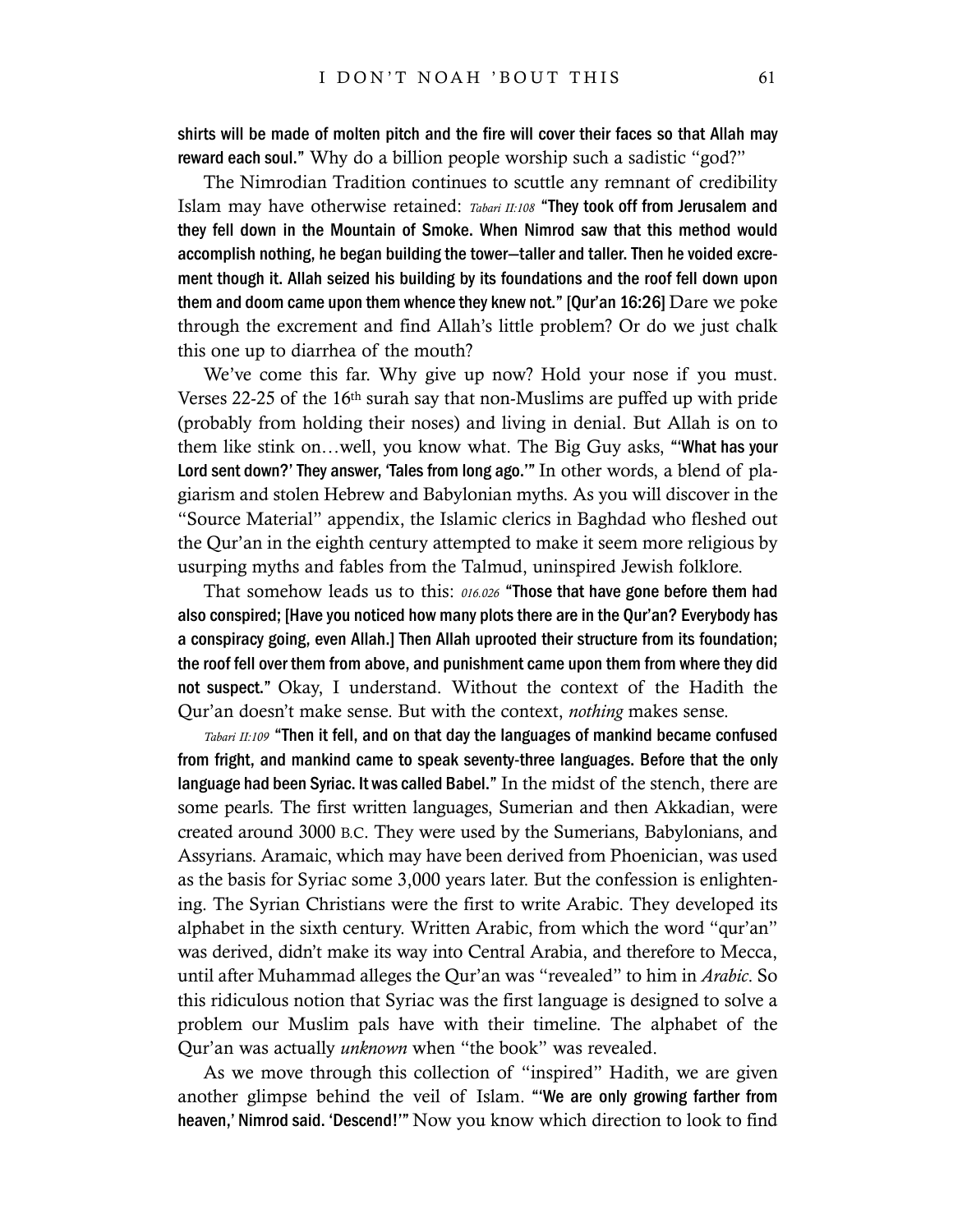**shirts will be made of molten pitch and the fire will cover their faces so that Allah may reward each soul."** Why do a billion people worship such a sadistic "god?"

The Nimrodian Tradition continues to scuttle any remnant of credibility Islam may have otherwise retained: *Tabari II:108* **"They took off from Jerusalem and they fell down in the Mountain of Smoke. When Nimrod saw that this method would accomplish nothing, he began building the tower—taller and taller. Then he voided excrement though it. Allah seized his building by its foundations and the roof fell down upon them and doom came upon them whence they knew not." [Qur'an 16:26]** Dare we poke through the excrement and find Allah's little problem? Or do we just chalk this one up to diarrhea of the mouth?

We've come this far. Why give up now? Hold your nose if you must. Verses 22-25 of the 16th surah say that non-Muslims are puffed up with pride (probably from holding their noses) and living in denial. But Allah is on to them like stink on…well, you know what. The Big Guy asks, **"'What has your Lord sent down?' They answer, 'Tales from long ago.'"** In other words, a blend of plagiarism and stolen Hebrew and Babylonian myths. As you will discover in the "Source Material" appendix, the Islamic clerics in Baghdad who fleshed out the Qur'an in the eighth century attempted to make it seem more religious by usurping myths and fables from the Talmud, uninspired Jewish folklore.

That somehow leads us to this: *016.026* **"Those that have gone before them had also conspired; [Have you noticed how many plots there are in the Qur'an? Everybody has a conspiracy going, even Allah.] Then Allah uprooted their structure from its foundation; the roof fell over them from above, and punishment came upon them from where they did not suspect."** Okay, I understand. Without the context of the Hadith the Qur'an doesn't make sense. But with the context, *nothing* makes sense.

*Tabari II:109* **"Then it fell, and on that day the languages of mankind became confused from fright, and mankind came to speak seventy-three languages. Before that the only language had been Syriac. It was called Babel."** In the midst of the stench, there are some pearls. The first written languages, Sumerian and then Akkadian, were created around 3000 B.C. They were used by the Sumerians, Babylonians, and Assyrians. Aramaic, which may have been derived from Phoenician, was used as the basis for Syriac some 3,000 years later. But the confession is enlightening. The Syrian Christians were the first to write Arabic. They developed its alphabet in the sixth century. Written Arabic, from which the word "qur'an" was derived, didn't make its way into Central Arabia, and therefore to Mecca, until after Muhammad alleges the Qur'an was "revealed" to him in *Arabic*. So this ridiculous notion that Syriac was the first language is designed to solve a problem our Muslim pals have with their timeline. The alphabet of the Qur'an was actually *unknown* when "the book" was revealed.

As we move through this collection of "inspired" Hadith, we are given another glimpse behind the veil of Islam. **"'We are only growing farther from heaven,' Nimrod said. 'Descend!'"** Now you know which direction to look to find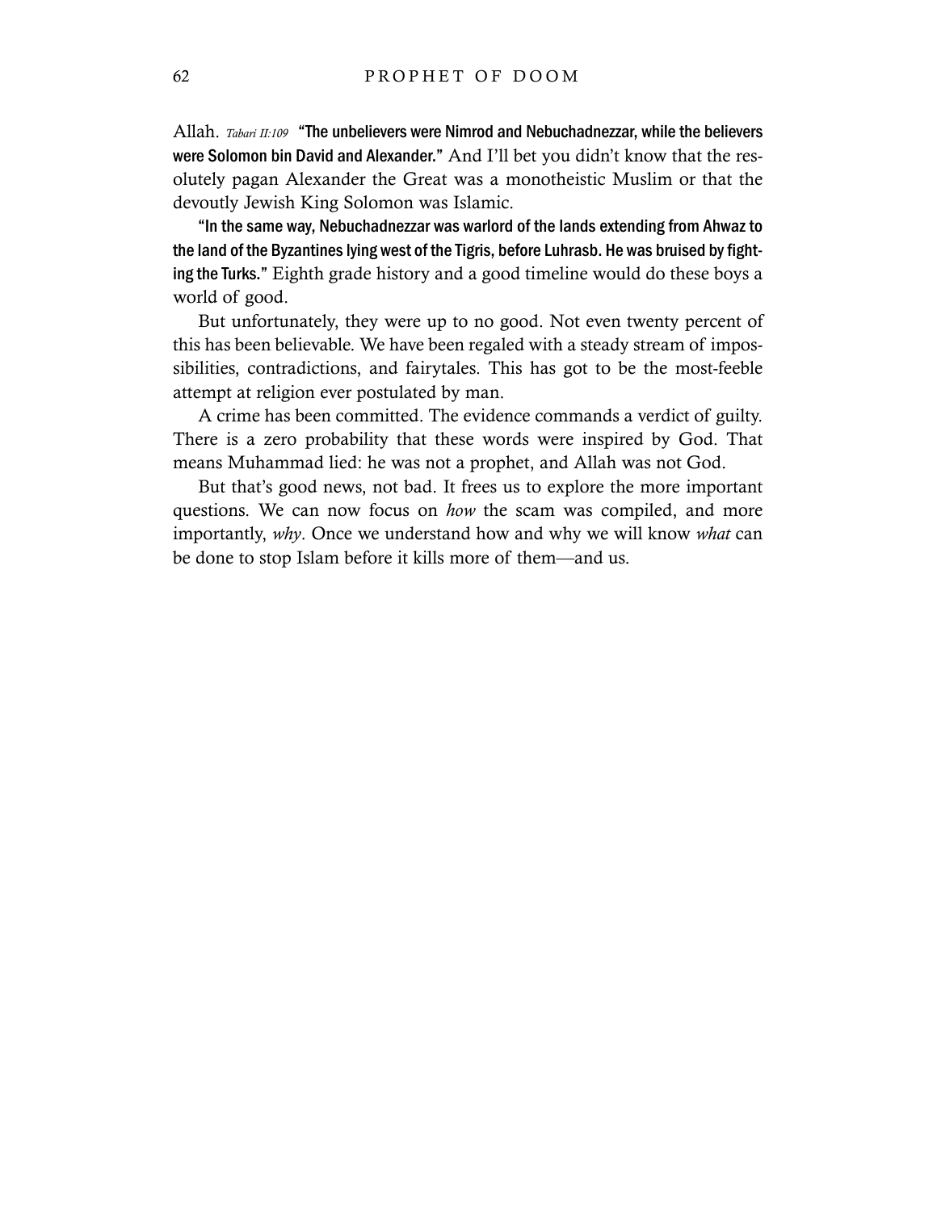Allah. *Tabari II:109* **"The unbelievers were Nimrod and Nebuchadnezzar, while the believers were Solomon bin David and Alexander."** And I'll bet you didn't know that the resolutely pagan Alexander the Great was a monotheistic Muslim or that the devoutly Jewish King Solomon was Islamic.

**"In the same way, Nebuchadnezzar was warlord of the lands extending from Ahwaz to the land of the Byzantines lying west of the Tigris, before Luhrasb. He was bruised by fighting the Turks."** Eighth grade history and a good timeline would do these boys a world of good.

But unfortunately, they were up to no good. Not even twenty percent of this has been believable. We have been regaled with a steady stream of impossibilities, contradictions, and fairytales. This has got to be the most-feeble attempt at religion ever postulated by man.

A crime has been committed. The evidence commands a verdict of guilty. There is a zero probability that these words were inspired by God. That means Muhammad lied: he was not a prophet, and Allah was not God.

But that's good news, not bad. It frees us to explore the more important questions. We can now focus on *how* the scam was compiled, and more importantly, *why*. Once we understand how and why we will know *what* can be done to stop Islam before it kills more of them—and us.